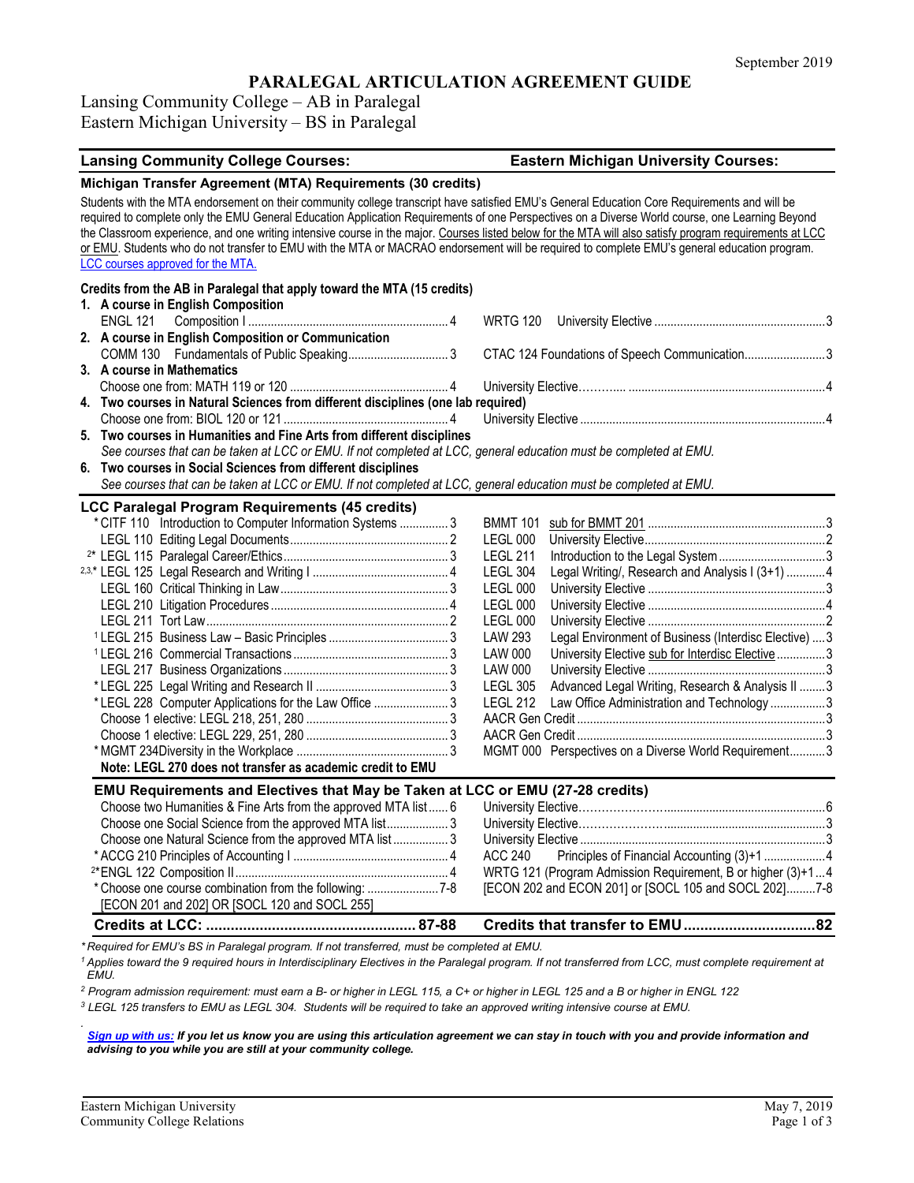September 2019

# PARALEGAL ARTICULATION AGREEMENT GUIDE

Lansing Community College – AB in Paralegal
Eastern Michigan University – BS in Paralegal

| Lansing Community College Courses: | Eastern Michigan University Courses: |
|---|---|

## Michigan Transfer Agreement (MTA) Requirements (30 credits)

Students with the MTA endorsement on their community college transcript have satisfied EMU's General Education Core Requirements and will be required to complete only the EMU General Education Application Requirements of one Perspectives on a Diverse World course, one Learning Beyond the Classroom experience, and one writing intensive course in the major. Courses listed below for the MTA will also satisfy program requirements at LCC or EMU. Students who do not transfer to EMU with the MTA or MACRAO endorsement will be required to complete EMU's general education program. LCC courses approved for the MTA.

**Credits from the AB in Paralegal that apply toward the MTA (15 credits)**

**1. A course in English Composition**

| LCC | EMU |
|---|---|
| ENGL 121 Composition I ... 4 | WRTG 120 University Elective ... 3 |

**2. A course in English Composition or Communication**

| LCC | EMU |
|---|---|
| COMM 130 Fundamentals of Public Speaking ... 3 | CTAC 124 Foundations of Speech Communication ... 3 |

**3. A course in Mathematics**

| LCC | EMU |
|---|---|
| Choose one from: MATH 119 or 120 ... 4 | University Elective ... 4 |

**4. Two courses in Natural Sciences from different disciplines (one lab required)**

| LCC | EMU |
|---|---|
| Choose one from: BIOL 120 or 121 ... 4 | University Elective ... 4 |

**5. Two courses in Humanities and Fine Arts from different disciplines**

*See courses that can be taken at LCC or EMU. If not completed at LCC, general education must be completed at EMU.*

**6. Two courses in Social Sciences from different disciplines**

*See courses that can be taken at LCC or EMU. If not completed at LCC, general education must be completed at EMU.*

## LCC Paralegal Program Requirements (45 credits)

| LCC | EMU |
|---|---|
| * CITF 110 Introduction to Computer Information Systems ... 3 | BMMT 101 sub for BMMT 201 ... 3 |
| LEGL 110 Editing Legal Documents ... 2 | LEGL 000 University Elective ... 2 |
| [2]* LEGL 115 Paralegal Career/Ethics ... 3 | LEGL 211 Introduction to the Legal System ... 3 |
| [2,3,]* LEGL 125 Legal Research and Writing I ... 4 | LEGL 304 Legal Writing/, Research and Analysis I (3+1) ... 4 |
| LEGL 160 Critical Thinking in Law ... 3 | LEGL 000 University Elective ... 3 |
| LEGL 210 Litigation Procedures ... 4 | LEGL 000 University Elective ... 4 |
| LEGL 211 Tort Law ... 2 | LEGL 000 University Elective ... 2 |
| [1] LEGL 215 Business Law – Basic Principles ... 3 | LAW 293 Legal Environment of Business (Interdisc Elective) ... 3 |
| [1] LEGL 216 Commercial Transactions ... 3 | LAW 000 University Elective sub for Interdisc Elective ... 3 |
| LEGL 217 Business Organizations ... 3 | LAW 000 University Elective ... 3 |
| * LEGL 225 Legal Writing and Research II ... 3 | LEGL 305 Advanced Legal Writing, Research & Analysis II ... 3 |
| * LEGL 228 Computer Applications for the Law Office ... 3 | LEGL 212 Law Office Administration and Technology ... 3 |
| Choose 1 elective: LEGL 218, 251, 280 ... 3 | AACR Gen Credit ... 3 |
| Choose 1 elective: LEGL 229, 251, 280 ... 3 | AACR Gen Credit ... 3 |
| * MGMT 234 Diversity in the Workplace ... 3 | MGMT 000 Perspectives on a Diverse World Requirement ... 3 |

**Note: LEGL 270 does not transfer as academic credit to EMU**

## EMU Requirements and Electives that May be Taken at LCC or EMU (27-28 credits)

| LCC | EMU |
|---|---|
| Choose two Humanities & Fine Arts from the approved MTA list ... 6 | University Elective ... 6 |
| Choose one Social Science from the approved MTA list ... 3 | University Elective ... 3 |
| Choose one Natural Science from the approved MTA list ... 3 | University Elective ... 3 |
| * ACCG 210 Principles of Accounting I ... 4 | ACC 240 Principles of Financial Accounting (3)+1 ... 4 |
| [2]* ENGL 122 Composition II ... 4 | WRTG 121 (Program Admission Requirement, B or higher (3)+1 ... 4 |
| * Choose one course combination from the following: ... 7-8 [ECON 201 and 202] OR [SOCL 120 and SOCL 255] | [ECON 202 and ECON 201] or [SOCL 105 and SOCL 202] ... 7-8 |
| **Credits at LCC: ... 87-88** | **Credits that transfer to EMU ... 82** |

*\* Required for EMU's BS in Paralegal program. If not transferred, must be completed at EMU.*

*[1] Applies toward the 9 required hours in Interdisciplinary Electives in the Paralegal program. If not transferred from LCC, must complete requirement at EMU.*

*[2] Program admission requirement: must earn a B- or higher in LEGL 115, a C+ or higher in LEGL 125 and a B or higher in ENGL 122*

*[3] LEGL 125 transfers to EMU as LEGL 304. Students will be required to take an approved writing intensive course at EMU.*

***Sign up with us:** If you let us know you are using this articulation agreement we can stay in touch with you and provide information and advising to you while you are still at your community college.*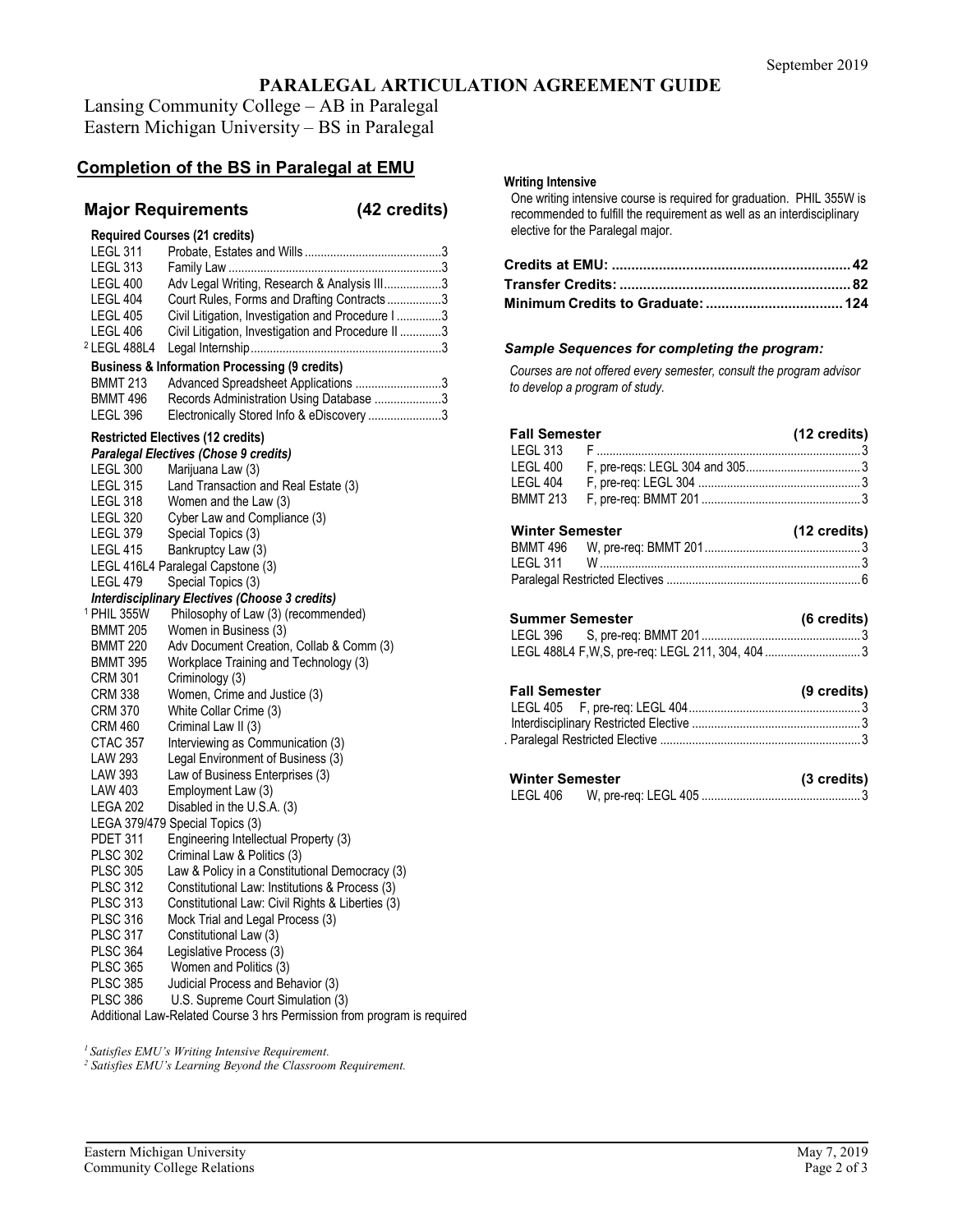September 2019

# PARALEGAL ARTICULATION AGREEMENT GUIDE

Lansing Community College – AB in Paralegal
Eastern Michigan University – BS in Paralegal

## Completion of the BS in Paralegal at EMU

### Major Requirements (42 credits)

**Required Courses (21 credits)**

| Course | Title | Credits |
|---|---|---|
| LEGL 311 | Probate, Estates and Wills | 3 |
| LEGL 313 | Family Law | 3 |
| LEGL 400 | Adv Legal Writing, Research & Analysis III | 3 |
| LEGL 404 | Court Rules, Forms and Drafting Contracts | 3 |
| LEGL 405 | Civil Litigation, Investigation and Procedure I | 3 |
| LEGL 406 | Civil Litigation, Investigation and Procedure II | 3 |
| [2] LEGL 488L4 | Legal Internship | 3 |

**Business & Information Processing (9 credits)**

| Course | Title | Credits |
|---|---|---|
| BMMT 213 | Advanced Spreadsheet Applications | 3 |
| BMMT 496 | Records Administration Using Database | 3 |
| LEGL 396 | Electronically Stored Info & eDiscovery | 3 |

**Restricted Electives (12 credits)**

***Paralegal Electives (Chose 9 credits)***

- LEGL 300 Marijuana Law (3)
- LEGL 315 Land Transaction and Real Estate (3)
- LEGL 318 Women and the Law (3)
- LEGL 320 Cyber Law and Compliance (3)
- LEGL 379 Special Topics (3)
- LEGL 415 Bankruptcy Law (3)
- LEGL 416L4 Paralegal Capstone (3)
- LEGL 479 Special Topics (3)

***Interdisciplinary Electives (Choose 3 credits)***

- [1] PHIL 355W Philosophy of Law (3) (recommended)
- BMMT 205 Women in Business (3)
- BMMT 220 Adv Document Creation, Collab & Comm (3)
- BMMT 395 Workplace Training and Technology (3)
- CRM 301 Criminology (3)
- CRM 338 Women, Crime and Justice (3)
- CRM 370 White Collar Crime (3)
- CRM 460 Criminal Law II (3)
- CTAC 357 Interviewing as Communication (3)
- LAW 293 Legal Environment of Business (3)
- LAW 393 Law of Business Enterprises (3)
- LAW 403 Employment Law (3)
- LEGA 202 Disabled in the U.S.A. (3)
- LEGA 379/479 Special Topics (3)
- PDET 311 Engineering Intellectual Property (3)
- PLSC 302 Criminal Law & Politics (3)
- PLSC 305 Law & Policy in a Constitutional Democracy (3)
- PLSC 312 Constitutional Law: Institutions & Process (3)
- PLSC 313 Constitutional Law: Civil Rights & Liberties (3)
- PLSC 316 Mock Trial and Legal Process (3)
- PLSC 317 Constitutional Law (3)
- PLSC 364 Legislative Process (3)
- PLSC 365 Women and Politics (3)
- PLSC 385 Judicial Process and Behavior (3)
- PLSC 386 U.S. Supreme Court Simulation (3)
- Additional Law-Related Course 3 hrs Permission from program is required

*[1] Satisfies EMU's Writing Intensive Requirement.*
*[2] Satisfies EMU's Learning Beyond the Classroom Requirement.*

**Writing Intensive**

One writing intensive course is required for graduation. PHIL 355W is recommended to fulfill the requirement as well as an interdisciplinary elective for the Paralegal major.

| | |
|---|---|
| **Credits at EMU:** | **42** |
| **Transfer Credits:** | **82** |
| **Minimum Credits to Graduate:** | **124** |

### *Sample Sequences for completing the program:*

*Courses are not offered every semester, consult the program advisor to develop a program of study.*

**Fall Semester (12 credits)**

| Course | Details | Credits |
|---|---|---|
| LEGL 313 | F | 3 |
| LEGL 400 | F, pre-reqs: LEGL 304 and 305 | 3 |
| LEGL 404 | F, pre-req: LEGL 304 | 3 |
| BMMT 213 | F, pre-req: BMMT 201 | 3 |

**Winter Semester (12 credits)**

| Course | Details | Credits |
|---|---|---|
| BMMT 496 | W, pre-req: BMMT 201 | 3 |
| LEGL 311 | W | 3 |
| Paralegal Restricted Electives | | 6 |

**Summer Semester (6 credits)**

| Course | Details | Credits |
|---|---|---|
| LEGL 396 | S, pre-req: BMMT 201 | 3 |
| LEGL 488L4 | F,W,S, pre-req: LEGL 211, 304, 404 | 3 |

**Fall Semester (9 credits)**

| Course | Details | Credits |
|---|---|---|
| LEGL 405 | F, pre-req: LEGL 404 | 3 |
| Interdisciplinary Restricted Elective | | 3 |
| Paralegal Restricted Elective | | 3 |

**Winter Semester (3 credits)**

| Course | Details | Credits |
|---|---|---|
| LEGL 406 | W, pre-req: LEGL 405 | 3 |

Eastern Michigan University
Community College Relations

May 7, 2019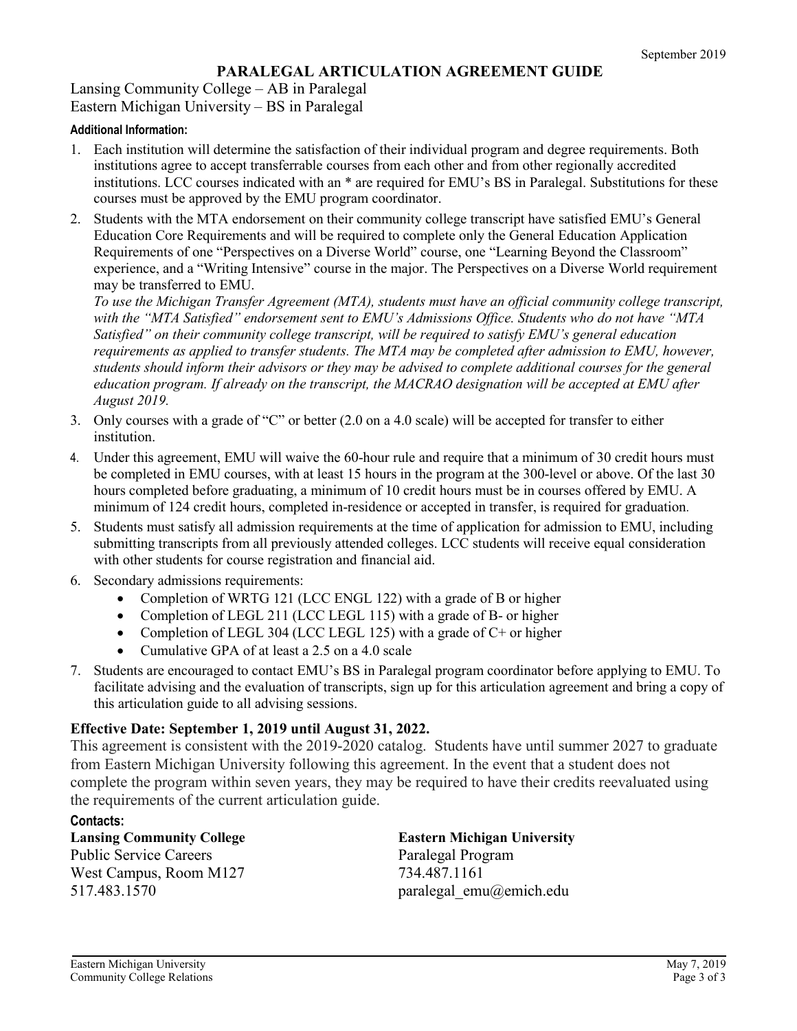September 2019

# PARALEGAL ARTICULATION AGREEMENT GUIDE

Lansing Community College – AB in Paralegal
Eastern Michigan University – BS in Paralegal

**Additional Information:**

1. Each institution will determine the satisfaction of their individual program and degree requirements. Both institutions agree to accept transferrable courses from each other and from other regionally accredited institutions. LCC courses indicated with an * are required for EMU's BS in Paralegal. Substitutions for these courses must be approved by the EMU program coordinator.
2. Students with the MTA endorsement on their community college transcript have satisfied EMU's General Education Core Requirements and will be required to complete only the General Education Application Requirements of one "Perspectives on a Diverse World" course, one "Learning Beyond the Classroom" experience, and a "Writing Intensive" course in the major. The Perspectives on a Diverse World requirement may be transferred to EMU.
   *To use the Michigan Transfer Agreement (MTA), students must have an official community college transcript, with the "MTA Satisfied" endorsement sent to EMU's Admissions Office. Students who do not have "MTA Satisfied" on their community college transcript, will be required to satisfy EMU's general education requirements as applied to transfer students. The MTA may be completed after admission to EMU, however, students should inform their advisors or they may be advised to complete additional courses for the general education program. If already on the transcript, the MACRAO designation will be accepted at EMU after August 2019.*
3. Only courses with a grade of "C" or better (2.0 on a 4.0 scale) will be accepted for transfer to either institution.
4. Under this agreement, EMU will waive the 60-hour rule and require that a minimum of 30 credit hours must be completed in EMU courses, with at least 15 hours in the program at the 300-level or above. Of the last 30 hours completed before graduating, a minimum of 10 credit hours must be in courses offered by EMU. A minimum of 124 credit hours, completed in-residence or accepted in transfer, is required for graduation.
5. Students must satisfy all admission requirements at the time of application for admission to EMU, including submitting transcripts from all previously attended colleges. LCC students will receive equal consideration with other students for course registration and financial aid.
6. Secondary admissions requirements:
   - Completion of WRTG 121 (LCC ENGL 122) with a grade of B or higher
   - Completion of LEGL 211 (LCC LEGL 115) with a grade of B- or higher
   - Completion of LEGL 304 (LCC LEGL 125) with a grade of C+ or higher
   - Cumulative GPA of at least a 2.5 on a 4.0 scale
7. Students are encouraged to contact EMU's BS in Paralegal program coordinator before applying to EMU. To facilitate advising and the evaluation of transcripts, sign up for this articulation agreement and bring a copy of this articulation guide to all advising sessions.

**Effective Date: September 1, 2019 until August 31, 2022.**

This agreement is consistent with the 2019-2020 catalog. Students have until summer 2027 to graduate from Eastern Michigan University following this agreement. In the event that a student does not complete the program within seven years, they may be required to have their credits reevaluated using the requirements of the current articulation guide.

**Contacts:**

**Lansing Community College**
Public Service Careers
West Campus, Room M127
517.483.1570

**Eastern Michigan University**
Paralegal Program
734.487.1161
paralegal_emu@emich.edu

Eastern Michigan University
Community College Relations

May 7, 2019